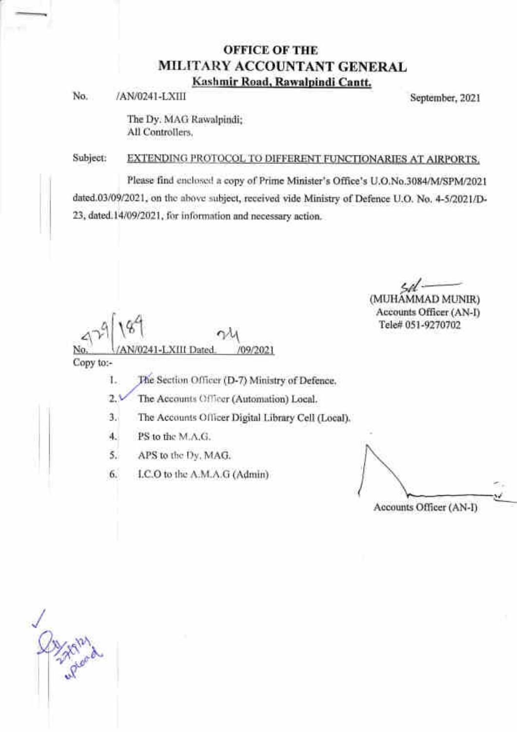# OFFICE OF THE
# MILITARY ACCOUNTANT GENERAL
**Kashmir Road, Rawalpindi Cantt.**

No. /AN/0241-LXIII September, 2021

The Dy. MAG Rawalpindi;
All Controllers.

Subject: EXTENDING PROTOCOL TO DIFFERENT FUNCTIONARIES AT AIRPORTS.

Please find enclosed a copy of Prime Minister's Office's U.O.No.3084/M/SPM/2021 dated.03/09/2021, on the above subject, received vide Ministry of Defence U.O. No. 4-5/2021/D-23, dated.14/09/2021, for information and necessary action.

sd/-
(MUHAMMAD MUNIR)
Accounts Officer (AN-I)
Tele# 051-9270702

No. 429/189/AN/0241-LXIII Dated. 24/09/2021

Copy to:-

1. The Section Officer (D-7) Ministry of Defence.
2. The Accounts Officer (Automation) Local.
3. The Accounts Officer Digital Library Cell (Local).
4. PS to the M.A.G.
5. APS to the Dy. MAG.
6. I.C.O to the A.M.A.G (Admin)

Accounts Officer (AN-I)

27/9/21
uploaded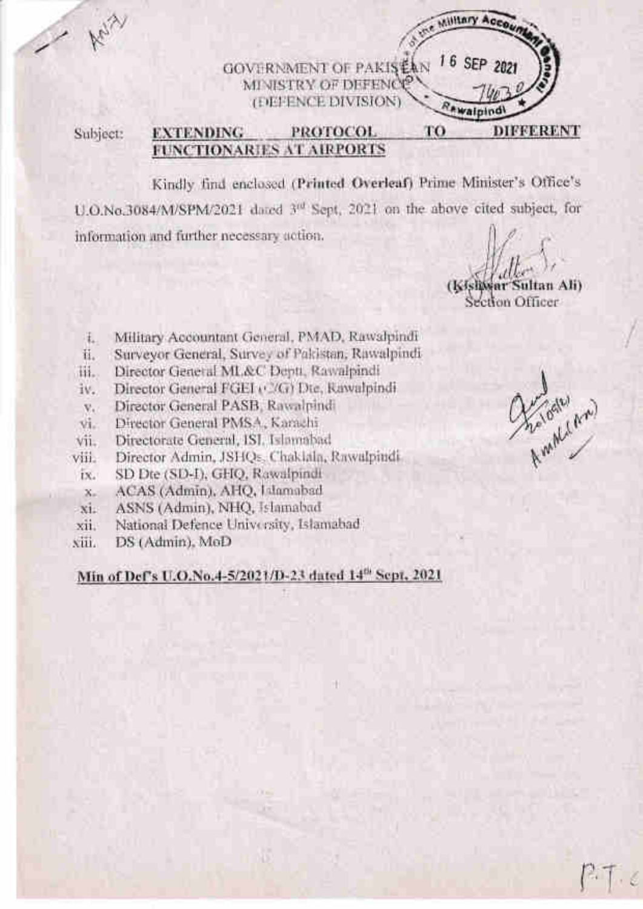GOVERNMENT OF PAKISTAN
MINISTRY OF DEFENCE
(DEFENCE DIVISION)

Military Accountant General, 16 SEP 2021, 7403, Rawalpindi

Subject: **EXTENDING PROTOCOL TO DIFFERENT FUNCTIONARIES AT AIRPORTS**

Kindly find enclosed (**Printed Overleaf**) Prime Minister's Office's U.O.No.3084/M/SPM/2021 dated 3rd Sept, 2021 on the above cited subject, for information and further necessary action.

**(Kishwar Sultan Ali)**
Section Officer

- i. Military Accountant General, PMAD, Rawalpindi
- ii. Surveyor General, Survey of Pakistan, Rawalpindi
- iii. Director General ML&C Deptt, Rawalpindi
- iv. Director General FGEI (C/G) Dte, Rawalpindi
- v. Director General PASB, Rawalpindi
- vi. Director General PMSA, Karachi
- vii. Directorate General, ISI, Islamabad
- viii. Director Admin, JSHQs, Chaklala, Rawalpindi
- ix. SD Dte (SD-I), GHQ, Rawalpindi
- x. ACAS (Admin), AHQ, Islamabad
- xi. ASNS (Admin), NHQ, Islamabad
- xii. National Defence University, Islamabad
- xiii. DS (Admin), MoD

**Min of Def's U.O.No.4-5/2021/D-23 dated 14th Sept, 2021**

P.T.O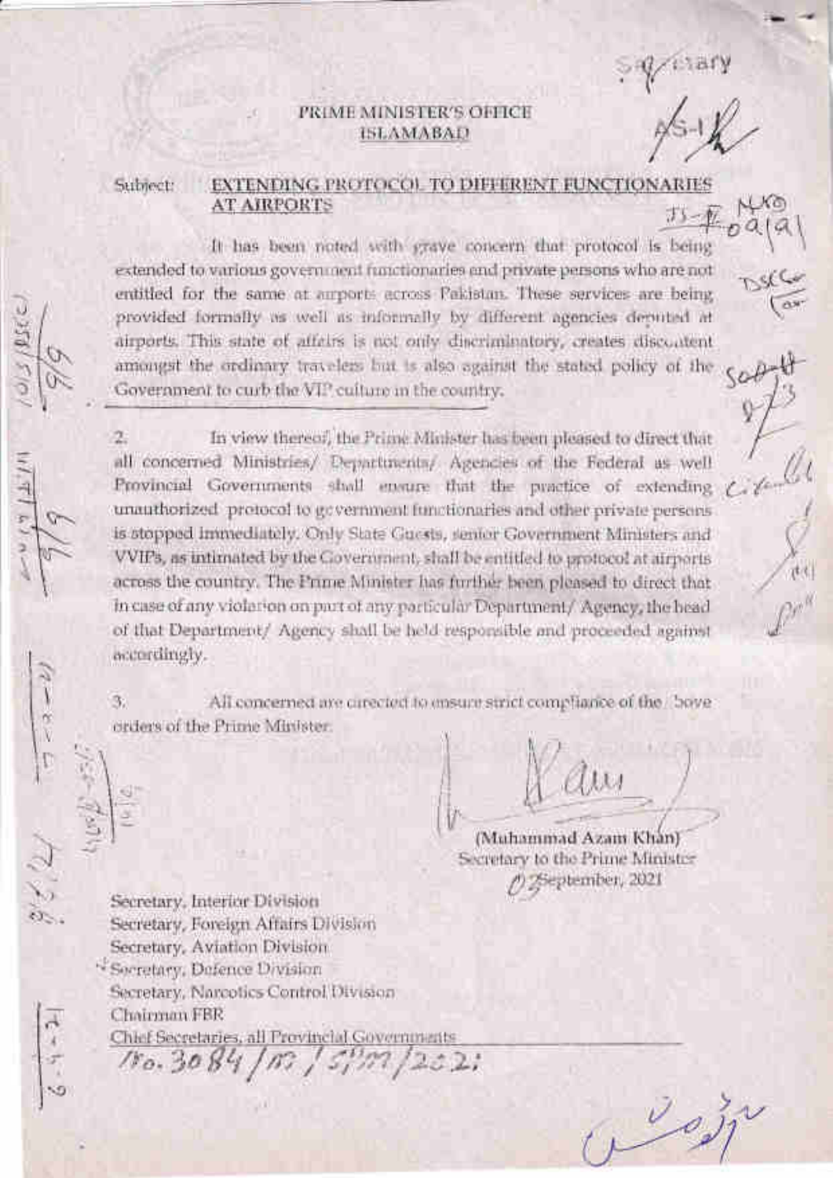PRIME MINISTER'S OFFICE
ISLAMABAD

Subject: **EXTENDING PROTOCOL TO DIFFERENT FUNCTIONARIES AT AIRPORTS**

It has been noted with grave concern that protocol is being extended to various government functionaries and private persons who are not entitled for the same at airports across Pakistan. These services are being provided formally as well as informally by different agencies deputed at airports. This state of affairs is not only discriminatory, creates discontent amongst the ordinary travelers but is also against the stated policy of the Government to curb the VIP culture in the country.

2. In view thereof, the Prime Minister has been pleased to direct that all concerned Ministries/ Departments/ Agencies of the Federal as well Provincial Governments shall ensure that the practice of extending unauthorized protocol to government functionaries and other private persons is stopped immediately. Only State Guests, senior Government Ministers and VVIPs, as intimated by the Government, shall be entitled to protocol at airports across the country. The Prime Minister has further been pleased to direct that in case of any violation on part of any particular Department/ Agency, the head of that Department/ Agency shall be held responsible and proceeded against accordingly.

3. All concerned are directed to ensure strict compliance of the above orders of the Prime Minister.

(Muhammad Azam Khan)
Secretary to the Prime Minister
07 September, 2021

Secretary, Interior Division
Secretary, Foreign Affairs Division
Secretary, Aviation Division
Secretary, Defence Division
Secretary, Narcotics Control Division
Chairman FBR
Chief Secretaries, all Provincial Governments

No. 3084 / M / SPM / 2021